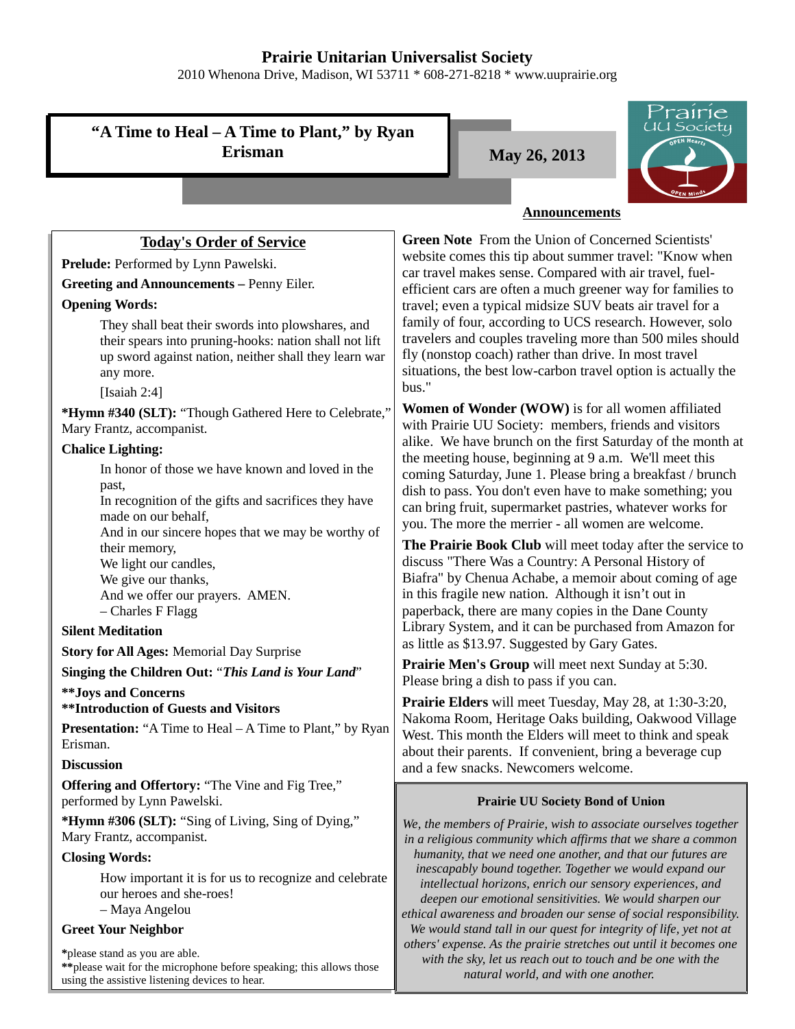# Prairie Unitarian Universalist Society

2010 Whenona Drive, Madison, WI 53711 * 608-271-8218 * www.uuprairie.org

## "A Time to Heal – A Time to Plant," by Ryan Erisman

**May 26, 2013**

Prairie UU Society — OPEN Hearts — OPEN Minds

## Today's Order of Service

**Prelude:** Performed by Lynn Pawelski.

**Greeting and Announcements –** Penny Eiler.

**Opening Words:**

> They shall beat their swords into plowshares, and their spears into pruning-hooks: nation shall not lift up sword against nation, neither shall they learn war any more.
>
> [Isaiah 2:4]

***Hymn #340 (SLT):** "Though Gathered Here to Celebrate," Mary Frantz, accompanist.

**Chalice Lighting:**

> In honor of those we have known and loved in the past,
> In recognition of the gifts and sacrifices they have made on our behalf,
> And in our sincere hopes that we may be worthy of their memory,
> We light our candles,
> We give our thanks,
> And we offer our prayers. AMEN.
> – Charles F Flagg

**Silent Meditation**

**Story for All Ages:** Memorial Day Surprise

**Singing the Children Out:** "*This Land is Your Land*"

****Joys and Concerns**

****Introduction of Guests and Visitors**

**Presentation:** "A Time to Heal – A Time to Plant," by Ryan Erisman.

**Discussion**

**Offering and Offertory:** "The Vine and Fig Tree," performed by Lynn Pawelski.

***Hymn #306 (SLT):** "Sing of Living, Sing of Dying," Mary Frantz, accompanist.

**Closing Words:**

> How important it is for us to recognize and celebrate our heroes and she-roes!
> – Maya Angelou

**Greet Your Neighbor**

***please stand as you are able.**
****please wait for the microphone before speaking; this allows those using the assistive listening devices to hear.**

## Announcements

**Green Note** From the Union of Concerned Scientists' website comes this tip about summer travel: "Know when car travel makes sense. Compared with air travel, fuel-efficient cars are often a much greener way for families to travel; even a typical midsize SUV beats air travel for a family of four, according to UCS research. However, solo travelers and couples traveling more than 500 miles should fly (nonstop coach) rather than drive. In most travel situations, the best low-carbon travel option is actually the bus."

**Women of Wonder (WOW)** is for all women affiliated with Prairie UU Society: members, friends and visitors alike. We have brunch on the first Saturday of the month at the meeting house, beginning at 9 a.m. We'll meet this coming Saturday, June 1. Please bring a breakfast / brunch dish to pass. You don't even have to make something; you can bring fruit, supermarket pastries, whatever works for you. The more the merrier - all women are welcome.

**The Prairie Book Club** will meet today after the service to discuss "There Was a Country: A Personal History of Biafra" by Chenua Achabe, a memoir about coming of age in this fragile new nation. Although it isn't out in paperback, there are many copies in the Dane County Library System, and it can be purchased from Amazon for as little as $13.97. Suggested by Gary Gates.

**Prairie Men's Group** will meet next Sunday at 5:30. Please bring a dish to pass if you can.

**Prairie Elders** will meet Tuesday, May 28, at 1:30-3:20, Nakoma Room, Heritage Oaks building, Oakwood Village West. This month the Elders will meet to think and speak about their parents. If convenient, bring a beverage cup and a few snacks. Newcomers welcome.

### Prairie UU Society Bond of Union

*We, the members of Prairie, wish to associate ourselves together in a religious community which affirms that we share a common humanity, that we need one another, and that our futures are inescapably bound together. Together we would expand our intellectual horizons, enrich our sensory experiences, and deepen our emotional sensitivities. We would sharpen our ethical awareness and broaden our sense of social responsibility. We would stand tall in our quest for integrity of life, yet not at others' expense. As the prairie stretches out until it becomes one with the sky, let us reach out to touch and be one with the natural world, and with one another.*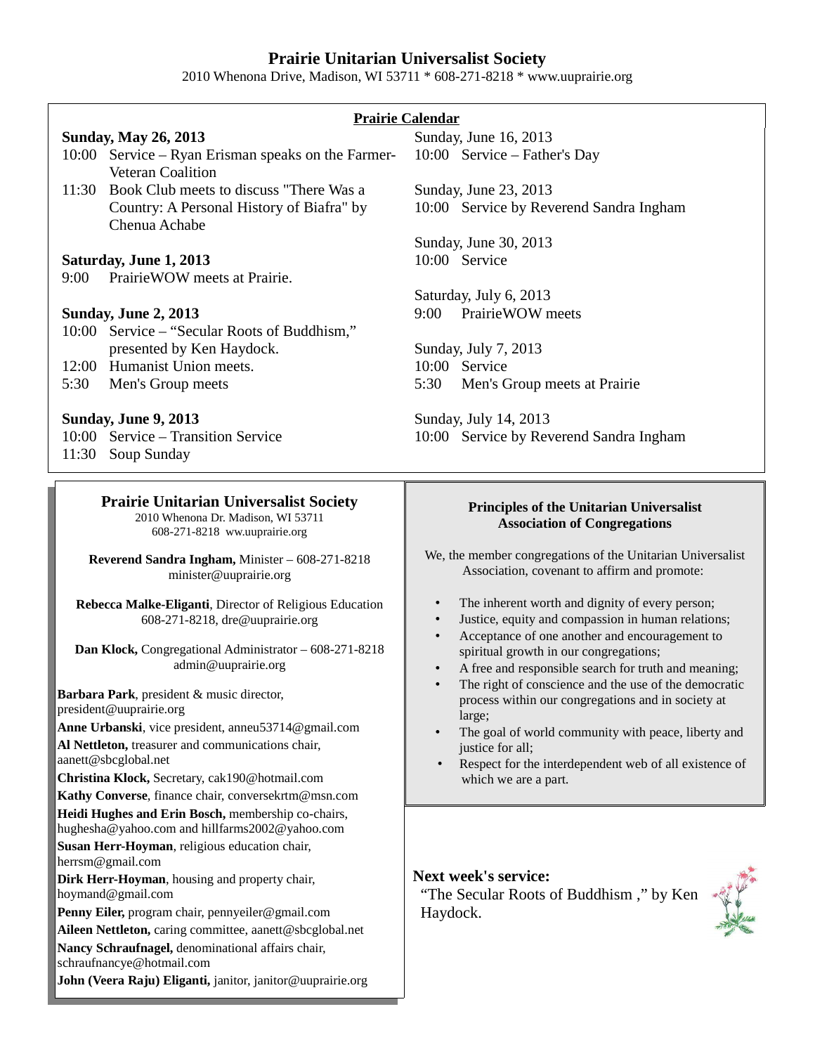# Prairie Unitarian Universalist Society

2010 Whenona Drive, Madison, WI 53711 * 608-271-8218 * www.uuprairie.org

## Prairie Calendar

**Sunday, May 26, 2013**

10:00 Service – Ryan Erisman speaks on the Farmer-Veteran Coalition

11:30 Book Club meets to discuss "There Was a Country: A Personal History of Biafra" by Chenua Achabe

**Saturday, June 1, 2013**

9:00 PrairieWOW meets at Prairie.

**Sunday, June 2, 2013**

10:00 Service – "Secular Roots of Buddhism," presented by Ken Haydock.

12:00 Humanist Union meets.

5:30 Men's Group meets

**Sunday, June 9, 2013**

10:00 Service – Transition Service

11:30 Soup Sunday

Sunday, June 16, 2013

10:00 Service – Father's Day

Sunday, June 23, 2013

10:00 Service by Reverend Sandra Ingham

Sunday, June 30, 2013

10:00 Service

Saturday, July 6, 2013

9:00 PrairieWOW meets

Sunday, July 7, 2013

10:00 Service

5:30 Men's Group meets at Prairie

Sunday, July 14, 2013

10:00 Service by Reverend Sandra Ingham

---

### Prairie Unitarian Universalist Society

2010 Whenona Dr. Madison, WI 53711
608-271-8218 ww.uuprairie.org

**Reverend Sandra Ingham,** Minister – 608-271-8218
minister@uuprairie.org

**Rebecca Malke-Eliganti**, Director of Religious Education
608-271-8218, dre@uuprairie.org

**Dan Klock,** Congregational Administrator – 608-271-8218
admin@uuprairie.org

**Barbara Park**, president & music director, president@uuprairie.org

**Anne Urbanski**, vice president, anneu53714@gmail.com

**Al Nettleton,** treasurer and communications chair, aanett@sbcglobal.net

**Christina Klock,** Secretary, cak190@hotmail.com

**Kathy Converse**, finance chair, conversekrtm@msn.com

**Heidi Hughes and Erin Bosch,** membership co-chairs, hughesha@yahoo.com and hillfarms2002@yahoo.com

**Susan Herr-Hoyman**, religious education chair, herrsm@gmail.com

**Dirk Herr-Hoyman**, housing and property chair, hoymand@gmail.com

**Penny Eiler,** program chair, pennyeiler@gmail.com

**Aileen Nettleton,** caring committee, aanett@sbcglobal.net

**Nancy Schraufnagel,** denominational affairs chair, schraufnancye@hotmail.com

**John (Veera Raju) Eliganti,** janitor, janitor@uuprairie.org

### Principles of the Unitarian Universalist Association of Congregations

We, the member congregations of the Unitarian Universalist Association, covenant to affirm and promote:

- The inherent worth and dignity of every person;
- Justice, equity and compassion in human relations;
- Acceptance of one another and encouragement to spiritual growth in our congregations;
- A free and responsible search for truth and meaning;
- The right of conscience and the use of the democratic process within our congregations and in society at large;
- The goal of world community with peace, liberty and justice for all;
- Respect for the interdependent web of all existence of which we are a part.

**Next week's service:**

"The Secular Roots of Buddhism ," by Ken Haydock.